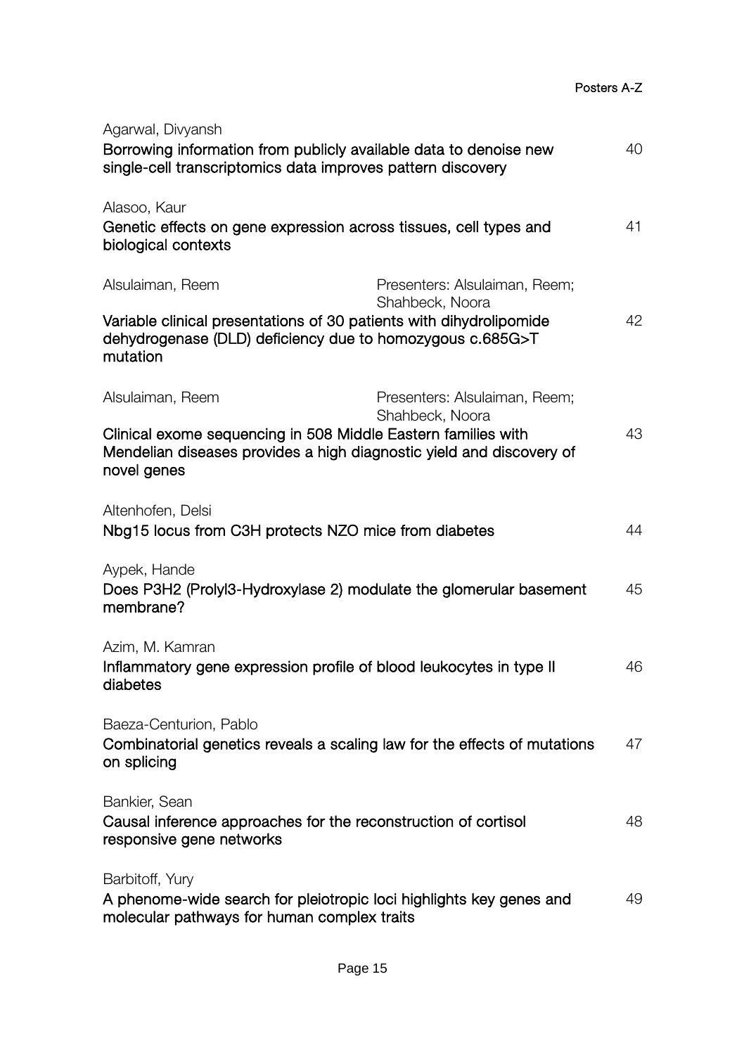Agarwal, Divyansh

**Borrowing information from publicly available data to denoise new single-cell transcriptomics data improves pattern discovery** 40

Alasoo, Kaur

**Genetic effects on gene expression across tissues, cell types and biological contexts** 41

Alsulaiman, Reem — Presenters: Alsulaiman, Reem; Shahbeck, Noora

**Variable clinical presentations of 30 patients with dihydrolipomide dehydrogenase (DLD) deficiency due to homozygous c.685G>T mutation** 42

Alsulaiman, Reem — Presenters: Alsulaiman, Reem; Shahbeck, Noora

**Clinical exome sequencing in 508 Middle Eastern families with Mendelian diseases provides a high diagnostic yield and discovery of novel genes** 43

Altenhofen, Delsi

**Nbg15 locus from C3H protects NZO mice from diabetes** 44

Aypek, Hande

**Does P3H2 (Prolyl3-Hydroxylase 2) modulate the glomerular basement membrane?** 45

Azim, M. Kamran

**Inflammatory gene expression profile of blood leukocytes in type II diabetes** 46

Baeza-Centurion, Pablo

**Combinatorial genetics reveals a scaling law for the effects of mutations on splicing** 47

Bankier, Sean

**Causal inference approaches for the reconstruction of cortisol responsive gene networks** 48

Barbitoff, Yury

**A phenome-wide search for pleiotropic loci highlights key genes and molecular pathways for human complex traits** 49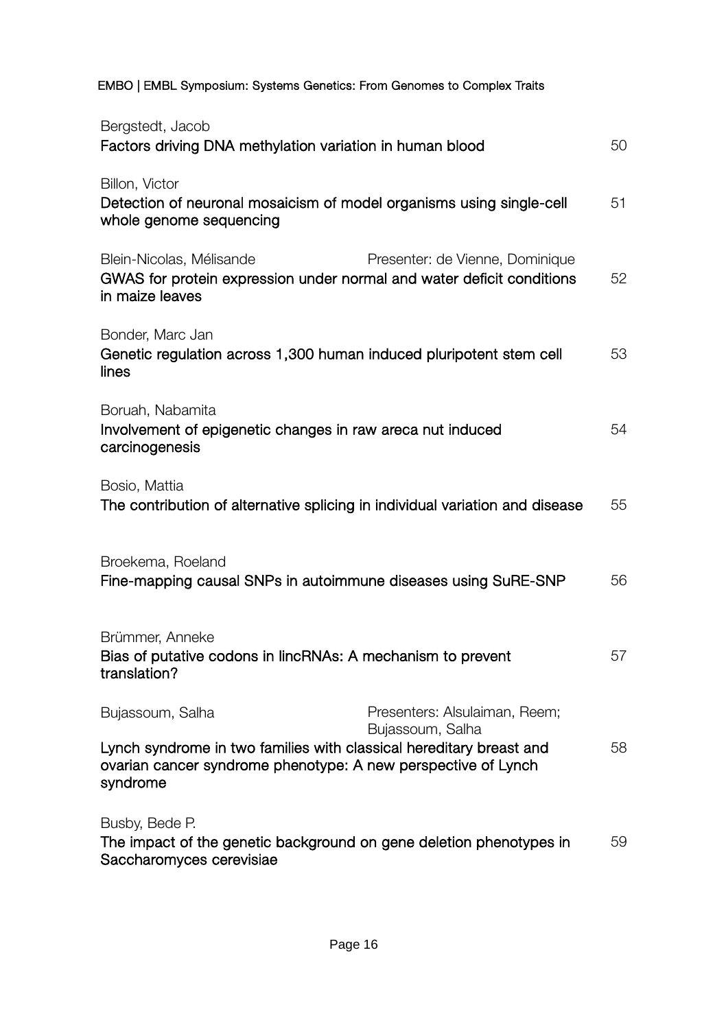Bergstedt, Jacob
**Factors driving DNA methylation variation in human blood** 50

Billon, Victor
**Detection of neuronal mosaicism of model organisms using single-cell whole genome sequencing** 51

Blein-Nicolas, Mélisande — Presenter: de Vienne, Dominique
**GWAS for protein expression under normal and water deficit conditions in maize leaves** 52

Bonder, Marc Jan
**Genetic regulation across 1,300 human induced pluripotent stem cell lines** 53

Boruah, Nabamita
**Involvement of epigenetic changes in raw areca nut induced carcinogenesis** 54

Bosio, Mattia
**The contribution of alternative splicing in individual variation and disease** 55

Broekema, Roeland
**Fine-mapping causal SNPs in autoimmune diseases using SuRE-SNP** 56

Brümmer, Anneke
**Bias of putative codons in lincRNAs: A mechanism to prevent translation?** 57

Bujassoum, Salha — Presenters: Alsulaiman, Reem; Bujassoum, Salha
**Lynch syndrome in two families with classical hereditary breast and ovarian cancer syndrome phenotype: A new perspective of Lynch syndrome** 58

Busby, Bede P.
**The impact of the genetic background on gene deletion phenotypes in Saccharomyces cerevisiae** 59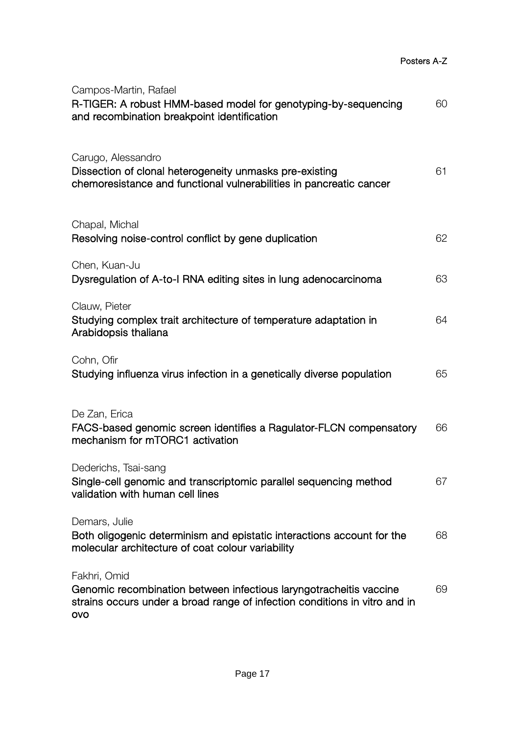Campos-Martin, Rafael
**R-TIGER: A robust HMM-based model for genotyping-by-sequencing and recombination breakpoint identification** 60

Carugo, Alessandro
**Dissection of clonal heterogeneity unmasks pre-existing chemoresistance and functional vulnerabilities in pancreatic cancer** 61

Chapal, Michal
**Resolving noise-control conflict by gene duplication** 62

Chen, Kuan-Ju
**Dysregulation of A-to-I RNA editing sites in lung adenocarcinoma** 63

Clauw, Pieter
**Studying complex trait architecture of temperature adaptation in Arabidopsis thaliana** 64

Cohn, Ofir
**Studying influenza virus infection in a genetically diverse population** 65

De Zan, Erica
**FACS-based genomic screen identifies a Ragulator-FLCN compensatory mechanism for mTORC1 activation** 66

Dederichs, Tsai-sang
**Single-cell genomic and transcriptomic parallel sequencing method validation with human cell lines** 67

Demars, Julie
**Both oligogenic determinism and epistatic interactions account for the molecular architecture of coat colour variability** 68

Fakhri, Omid
**Genomic recombination between infectious laryngotracheitis vaccine strains occurs under a broad range of infection conditions in vitro and in ovo** 69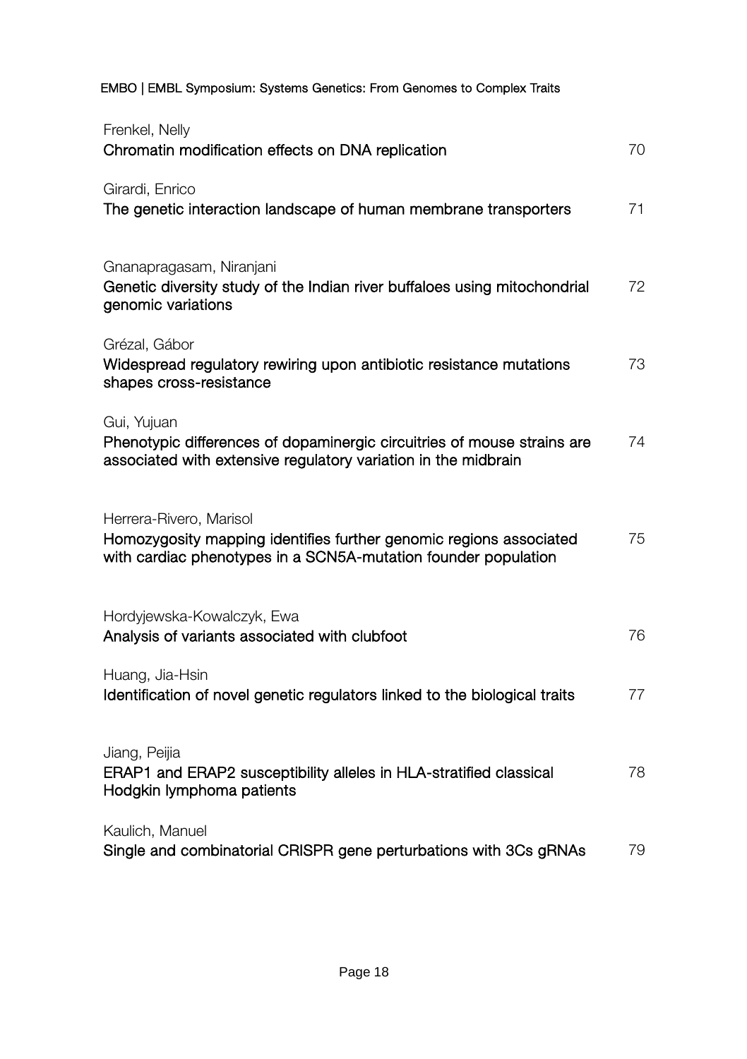Frenkel, Nelly
**Chromatin modification effects on DNA replication** 70

Girardi, Enrico
**The genetic interaction landscape of human membrane transporters** 71

Gnanapragasam, Niranjani
**Genetic diversity study of the Indian river buffaloes using mitochondrial genomic variations** 72

Grézal, Gábor
**Widespread regulatory rewiring upon antibiotic resistance mutations shapes cross-resistance** 73

Gui, Yujuan
**Phenotypic differences of dopaminergic circuitries of mouse strains are associated with extensive regulatory variation in the midbrain** 74

Herrera-Rivero, Marisol
**Homozygosity mapping identifies further genomic regions associated with cardiac phenotypes in a SCN5A-mutation founder population** 75

Hordyjewska-Kowalczyk, Ewa
**Analysis of variants associated with clubfoot** 76

Huang, Jia-Hsin
**Identification of novel genetic regulators linked to the biological traits** 77

Jiang, Peijia
**ERAP1 and ERAP2 susceptibility alleles in HLA-stratified classical Hodgkin lymphoma patients** 78

Kaulich, Manuel
**Single and combinatorial CRISPR gene perturbations with 3Cs gRNAs** 79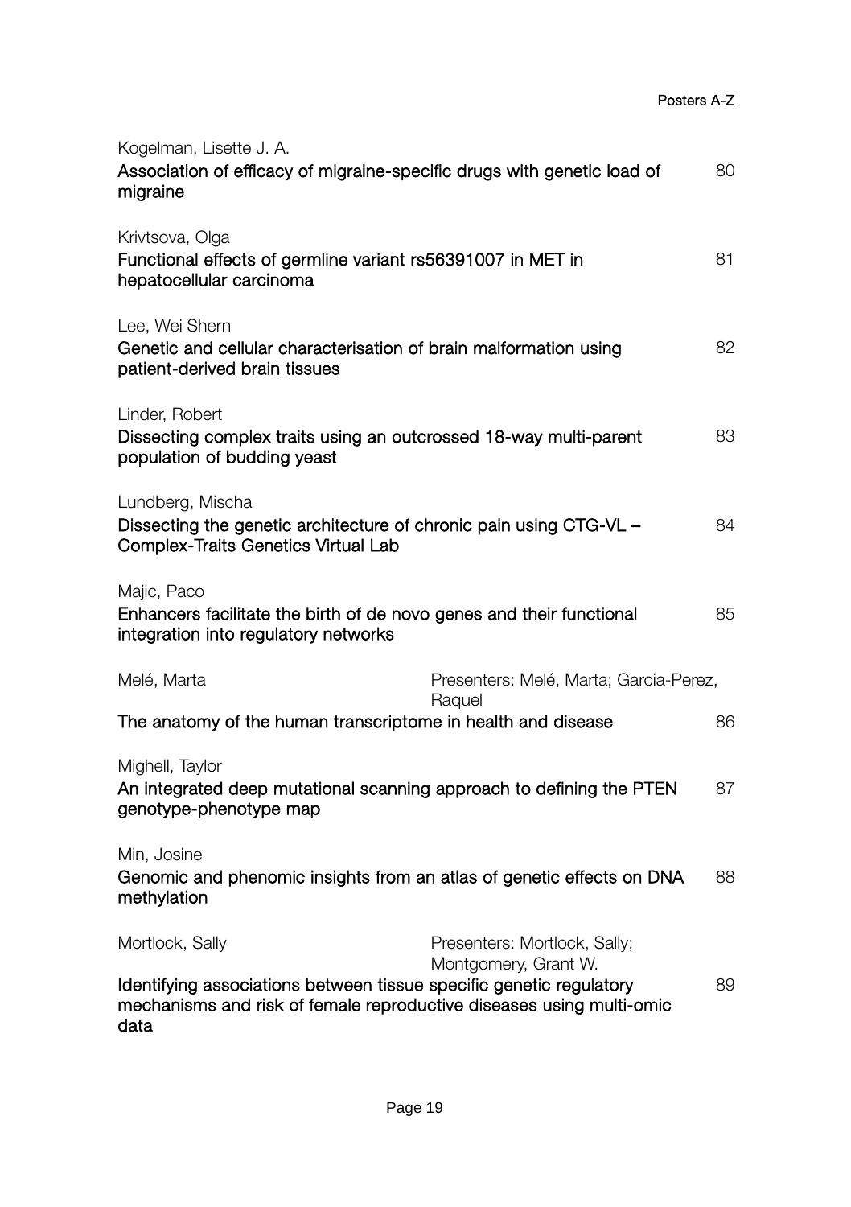Kogelman, Lisette J. A.
**Association of efficacy of migraine-specific drugs with genetic load of migraine** 80

Krivtsova, Olga
**Functional effects of germline variant rs56391007 in MET in hepatocellular carcinoma** 81

Lee, Wei Shern
**Genetic and cellular characterisation of brain malformation using patient-derived brain tissues** 82

Linder, Robert
**Dissecting complex traits using an outcrossed 18-way multi-parent population of budding yeast** 83

Lundberg, Mischa
**Dissecting the genetic architecture of chronic pain using CTG-VL – Complex-Traits Genetics Virtual Lab** 84

Majic, Paco
**Enhancers facilitate the birth of de novo genes and their functional integration into regulatory networks** 85

Melé, Marta — Presenters: Melé, Marta; Garcia-Perez, Raquel
**The anatomy of the human transcriptome in health and disease** 86

Mighell, Taylor
**An integrated deep mutational scanning approach to defining the PTEN genotype-phenotype map** 87

Min, Josine
**Genomic and phenomic insights from an atlas of genetic effects on DNA methylation** 88

Mortlock, Sally — Presenters: Mortlock, Sally; Montgomery, Grant W.
**Identifying associations between tissue specific genetic regulatory mechanisms and risk of female reproductive diseases using multi-omic data** 89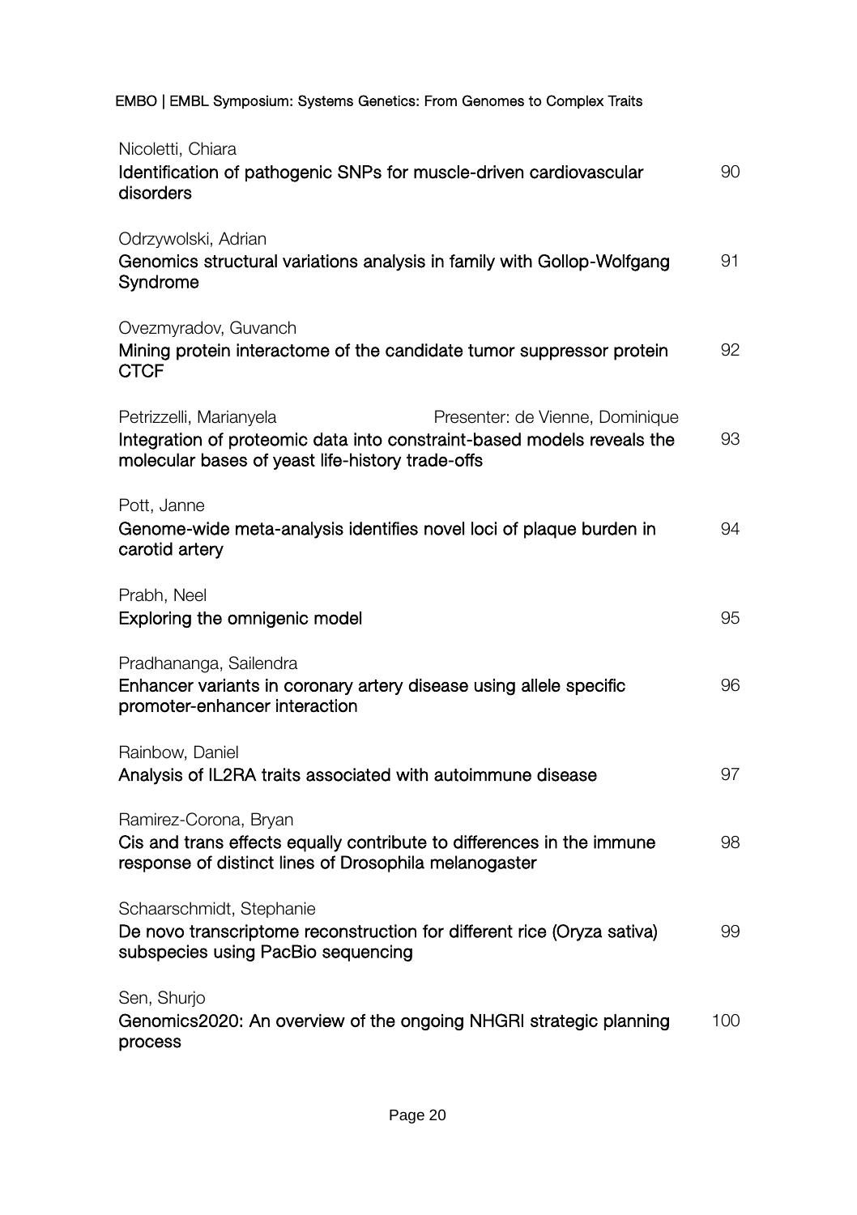Nicoletti, Chiara
**Identification of pathogenic SNPs for muscle-driven cardiovascular disorders** 90

Odrzywolski, Adrian
**Genomics structural variations analysis in family with Gollop-Wolfgang Syndrome** 91

Ovezmyradov, Guvanch
**Mining protein interactome of the candidate tumor suppressor protein CTCF** 92

Petrizzelli, Marianyela — Presenter: de Vienne, Dominique
**Integration of proteomic data into constraint-based models reveals the molecular bases of yeast life-history trade-offs** 93

Pott, Janne
**Genome-wide meta-analysis identifies novel loci of plaque burden in carotid artery** 94

Prabh, Neel
**Exploring the omnigenic model** 95

Pradhananga, Sailendra
**Enhancer variants in coronary artery disease using allele specific promoter-enhancer interaction** 96

Rainbow, Daniel
**Analysis of IL2RA traits associated with autoimmune disease** 97

Ramirez-Corona, Bryan
**Cis and trans effects equally contribute to differences in the immune response of distinct lines of Drosophila melanogaster** 98

Schaarschmidt, Stephanie
**De novo transcriptome reconstruction for different rice (Oryza sativa) subspecies using PacBio sequencing** 99

Sen, Shurjo
**Genomics2020: An overview of the ongoing NHGRI strategic planning process** 100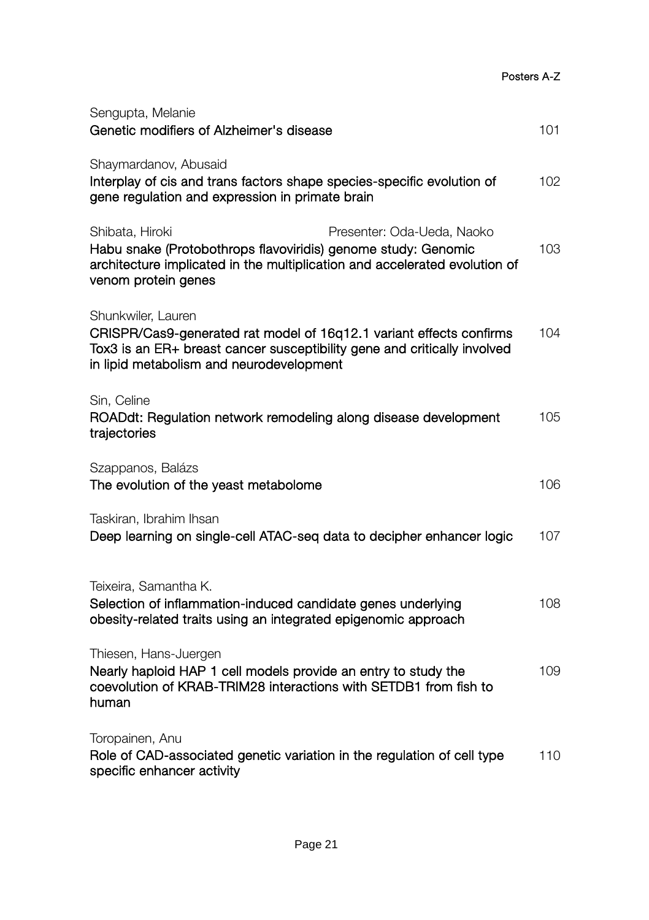Sengupta, Melanie
**Genetic modifiers of Alzheimer's disease** 101

Shaymardanov, Abusaid
**Interplay of cis and trans factors shape species-specific evolution of gene regulation and expression in primate brain** 102

Shibata, Hiroki — Presenter: Oda-Ueda, Naoko
**Habu snake (Protobothrops flavoviridis) genome study: Genomic architecture implicated in the multiplication and accelerated evolution of venom protein genes** 103

Shunkwiler, Lauren
**CRISPR/Cas9-generated rat model of 16q12.1 variant effects confirms Tox3 is an ER+ breast cancer susceptibility gene and critically involved in lipid metabolism and neurodevelopment** 104

Sin, Celine
**ROADdt: Regulation network remodeling along disease development trajectories** 105

Szappanos, Balázs
**The evolution of the yeast metabolome** 106

Taskiran, Ibrahim Ihsan
**Deep learning on single-cell ATAC-seq data to decipher enhancer logic** 107

Teixeira, Samantha K.
**Selection of inflammation-induced candidate genes underlying obesity-related traits using an integrated epigenomic approach** 108

Thiesen, Hans-Juergen
**Nearly haploid HAP 1 cell models provide an entry to study the coevolution of KRAB-TRIM28 interactions with SETDB1 from fish to human** 109

Toropainen, Anu
**Role of CAD-associated genetic variation in the regulation of cell type specific enhancer activity** 110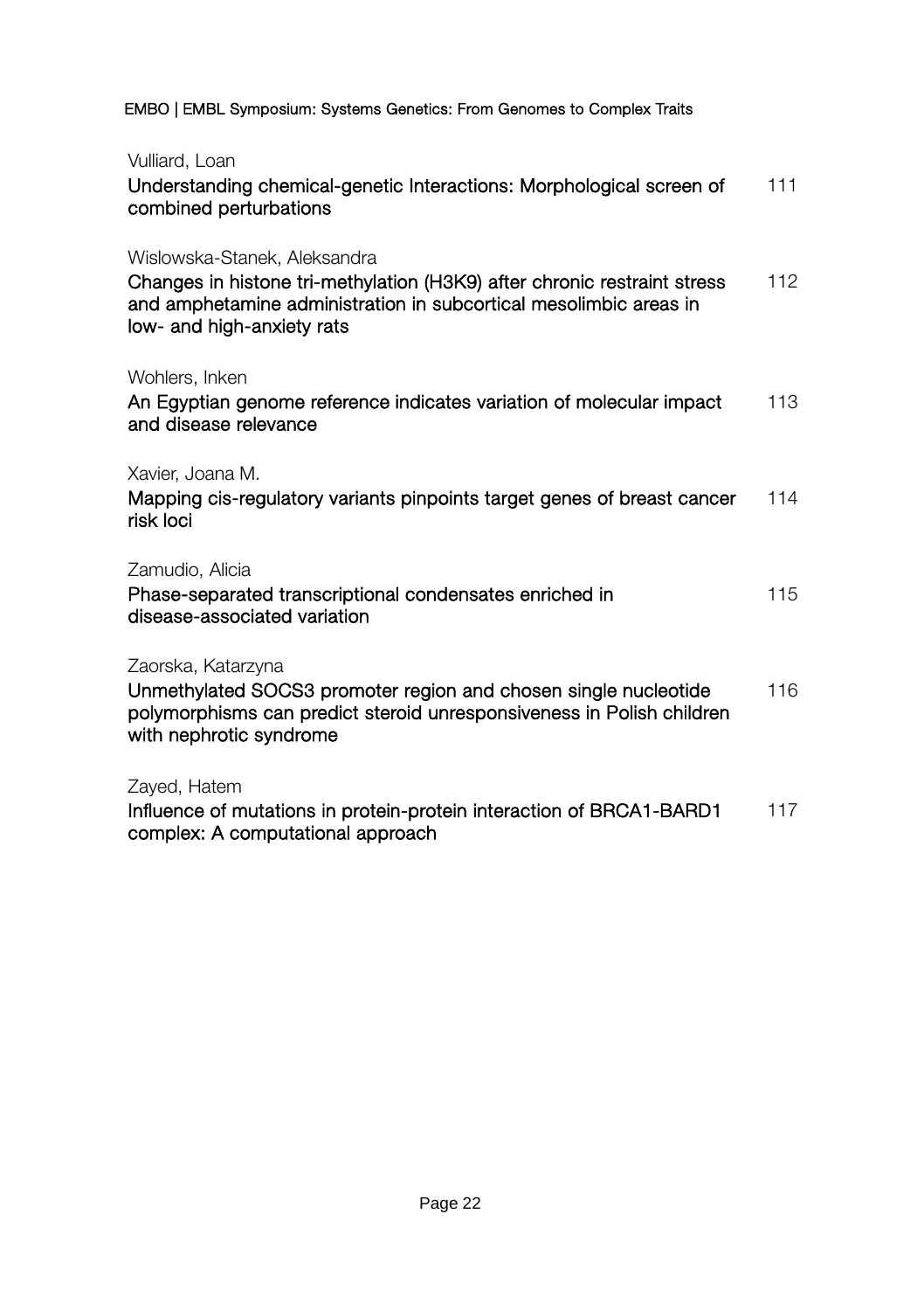Vulliard, Loan

**Understanding chemical-genetic Interactions: Morphological screen of combined perturbations** 111

Wislowska-Stanek, Aleksandra

**Changes in histone tri-methylation (H3K9) after chronic restraint stress and amphetamine administration in subcortical mesolimbic areas in low- and high-anxiety rats** 112

Wohlers, Inken

**An Egyptian genome reference indicates variation of molecular impact and disease relevance** 113

Xavier, Joana M.

**Mapping cis-regulatory variants pinpoints target genes of breast cancer risk loci** 114

Zamudio, Alicia

**Phase-separated transcriptional condensates enriched in disease-associated variation** 115

Zaorska, Katarzyna

**Unmethylated SOCS3 promoter region and chosen single nucleotide polymorphisms can predict steroid unresponsiveness in Polish children with nephrotic syndrome** 116

Zayed, Hatem

**Influence of mutations in protein-protein interaction of BRCA1-BARD1 complex: A computational approach** 117